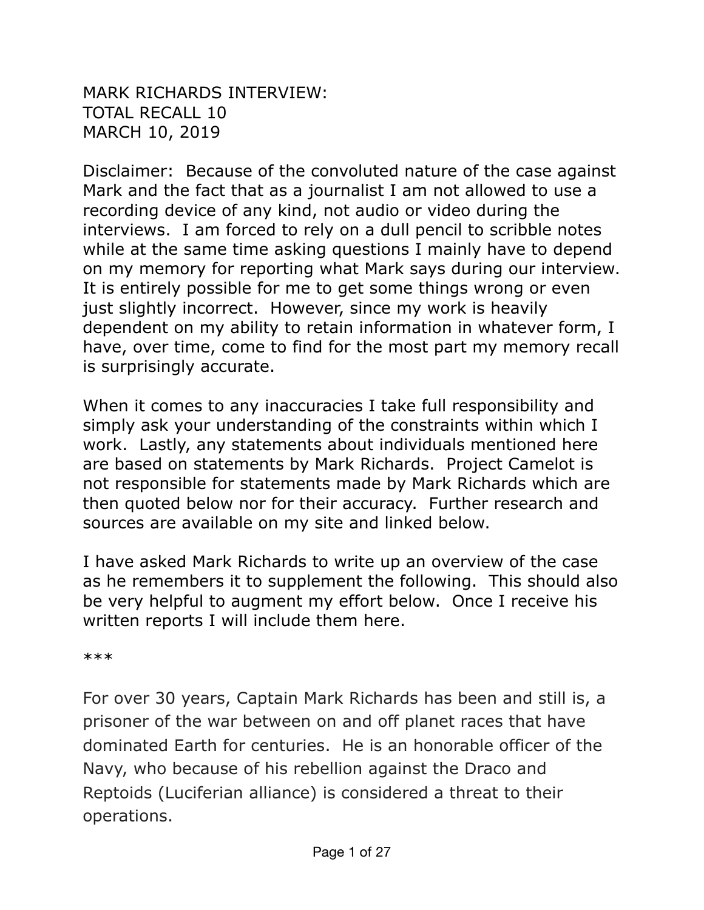MARK RICHARDS INTERVIEW:
TOTAL RECALL 10
MARCH 10, 2019

Disclaimer: Because of the convoluted nature of the case against Mark and the fact that as a journalist I am not allowed to use a recording device of any kind, not audio or video during the interviews. I am forced to rely on a dull pencil to scribble notes while at the same time asking questions I mainly have to depend on my memory for reporting what Mark says during our interview. It is entirely possible for me to get some things wrong or even just slightly incorrect. However, since my work is heavily dependent on my ability to retain information in whatever form, I have, over time, come to find for the most part my memory recall is surprisingly accurate.

When it comes to any inaccuracies I take full responsibility and simply ask your understanding of the constraints within which I work. Lastly, any statements about individuals mentioned here are based on statements by Mark Richards. Project Camelot is not responsible for statements made by Mark Richards which are then quoted below nor for their accuracy. Further research and sources are available on my site and linked below.

I have asked Mark Richards to write up an overview of the case as he remembers it to supplement the following. This should also be very helpful to augment my effort below. Once I receive his written reports I will include them here.

***

For over 30 years, Captain Mark Richards has been and still is, a prisoner of the war between on and off planet races that have dominated Earth for centuries. He is an honorable officer of the Navy, who because of his rebellion against the Draco and Reptoids (Luciferian alliance) is considered a threat to their operations.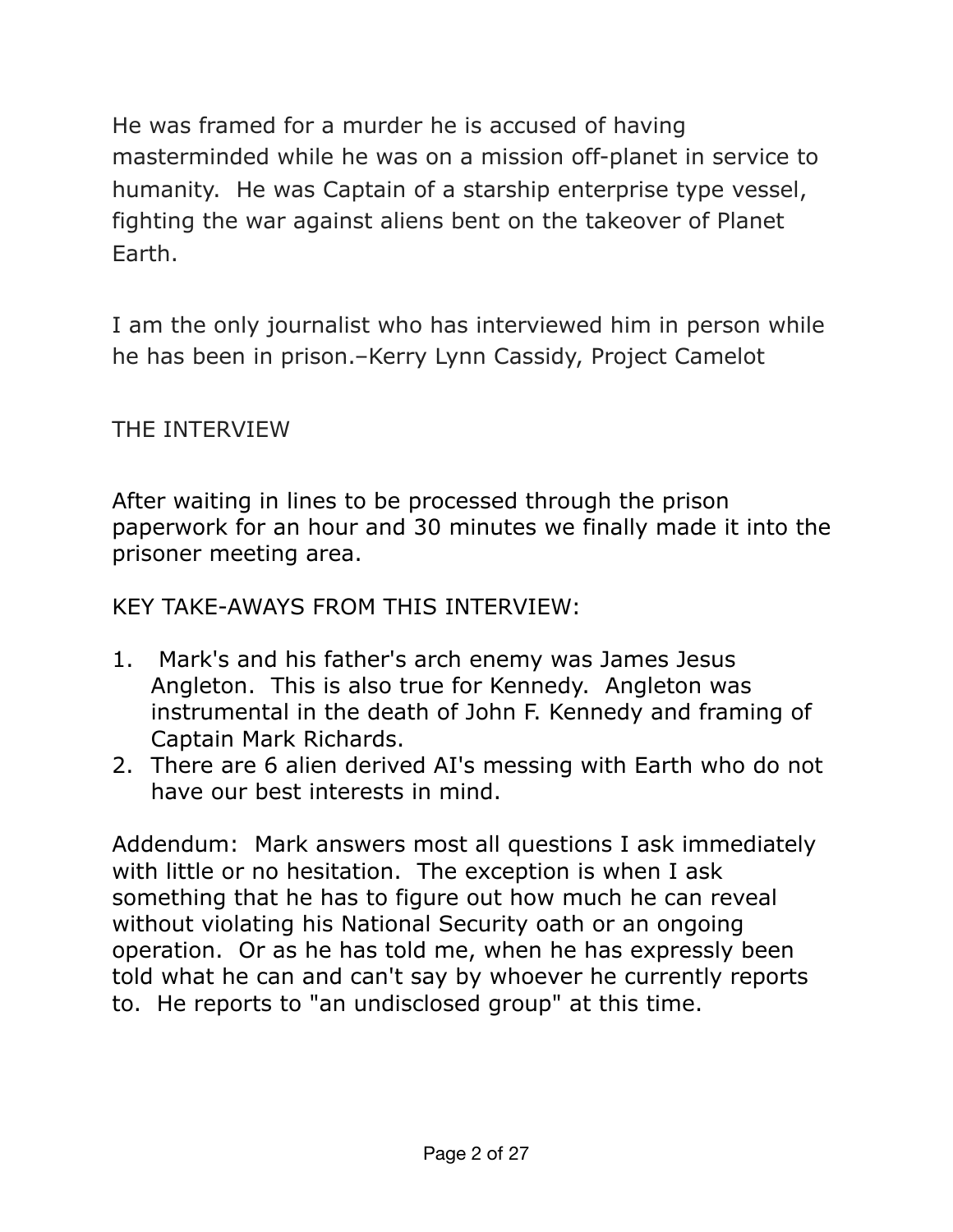He was framed for a murder he is accused of having masterminded while he was on a mission off-planet in service to humanity. He was Captain of a starship enterprise type vessel, fighting the war against aliens bent on the takeover of Planet Earth.

I am the only journalist who has interviewed him in person while he has been in prison.–Kerry Lynn Cassidy, Project Camelot

## THE INTERVIEW

After waiting in lines to be processed through the prison paperwork for an hour and 30 minutes we finally made it into the prisoner meeting area.

KEY TAKE-AWAYS FROM THIS INTERVIEW:

1. Mark's and his father's arch enemy was James Jesus Angleton. This is also true for Kennedy. Angleton was instrumental in the death of John F. Kennedy and framing of Captain Mark Richards.
2. There are 6 alien derived AI's messing with Earth who do not have our best interests in mind.

Addendum: Mark answers most all questions I ask immediately with little or no hesitation. The exception is when I ask something that he has to figure out how much he can reveal without violating his National Security oath or an ongoing operation. Or as he has told me, when he has expressly been told what he can and can't say by whoever he currently reports to. He reports to "an undisclosed group" at this time.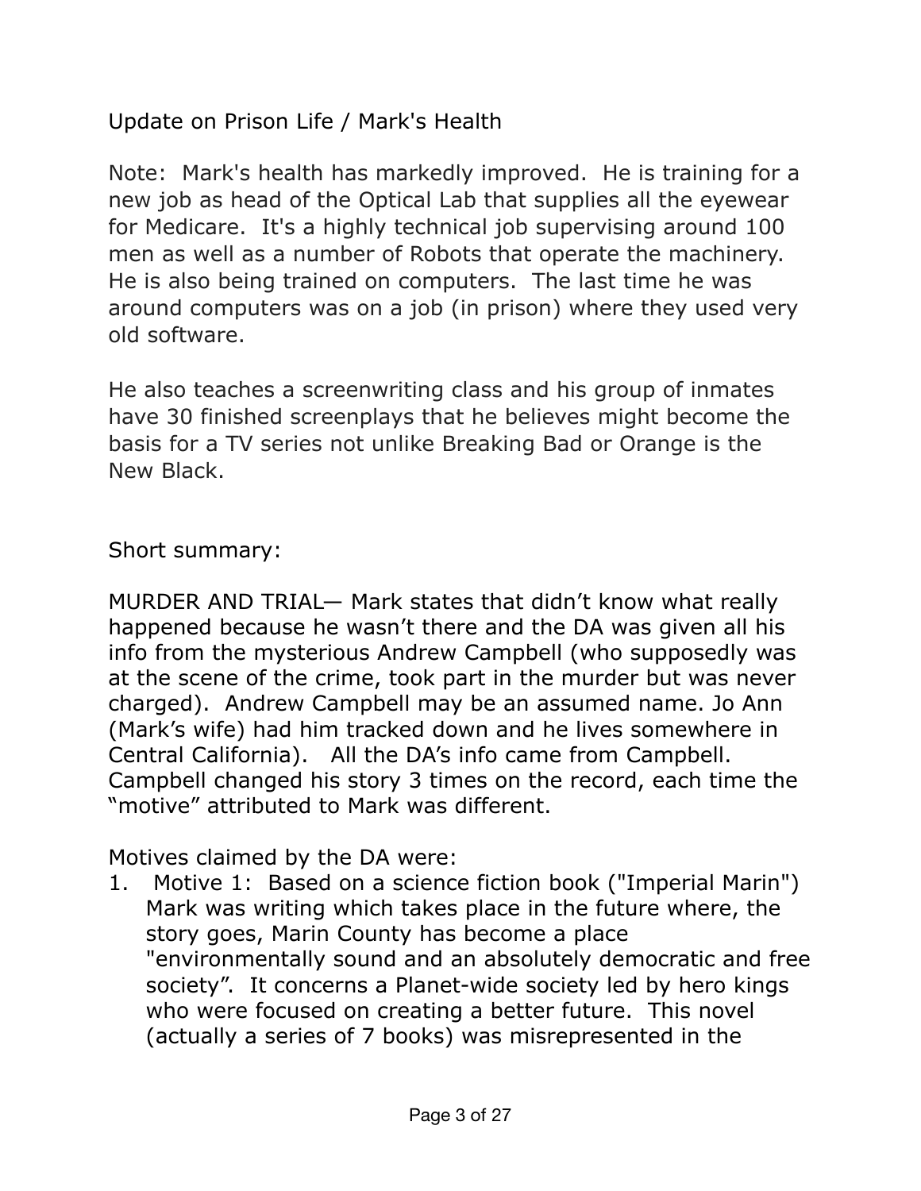Update on Prison Life / Mark's Health

Note: Mark's health has markedly improved. He is training for a new job as head of the Optical Lab that supplies all the eyewear for Medicare. It's a highly technical job supervising around 100 men as well as a number of Robots that operate the machinery. He is also being trained on computers. The last time he was around computers was on a job (in prison) where they used very old software.

He also teaches a screenwriting class and his group of inmates have 30 finished screenplays that he believes might become the basis for a TV series not unlike Breaking Bad or Orange is the New Black.

Short summary:

MURDER AND TRIAL— Mark states that didn't know what really happened because he wasn't there and the DA was given all his info from the mysterious Andrew Campbell (who supposedly was at the scene of the crime, took part in the murder but was never charged). Andrew Campbell may be an assumed name. Jo Ann (Mark's wife) had him tracked down and he lives somewhere in Central California). All the DA's info came from Campbell. Campbell changed his story 3 times on the record, each time the "motive" attributed to Mark was different.

Motives claimed by the DA were:

1. Motive 1: Based on a science fiction book ("Imperial Marin") Mark was writing which takes place in the future where, the story goes, Marin County has become a place "environmentally sound and an absolutely democratic and free society". It concerns a Planet-wide society led by hero kings who were focused on creating a better future. This novel (actually a series of 7 books) was misrepresented in the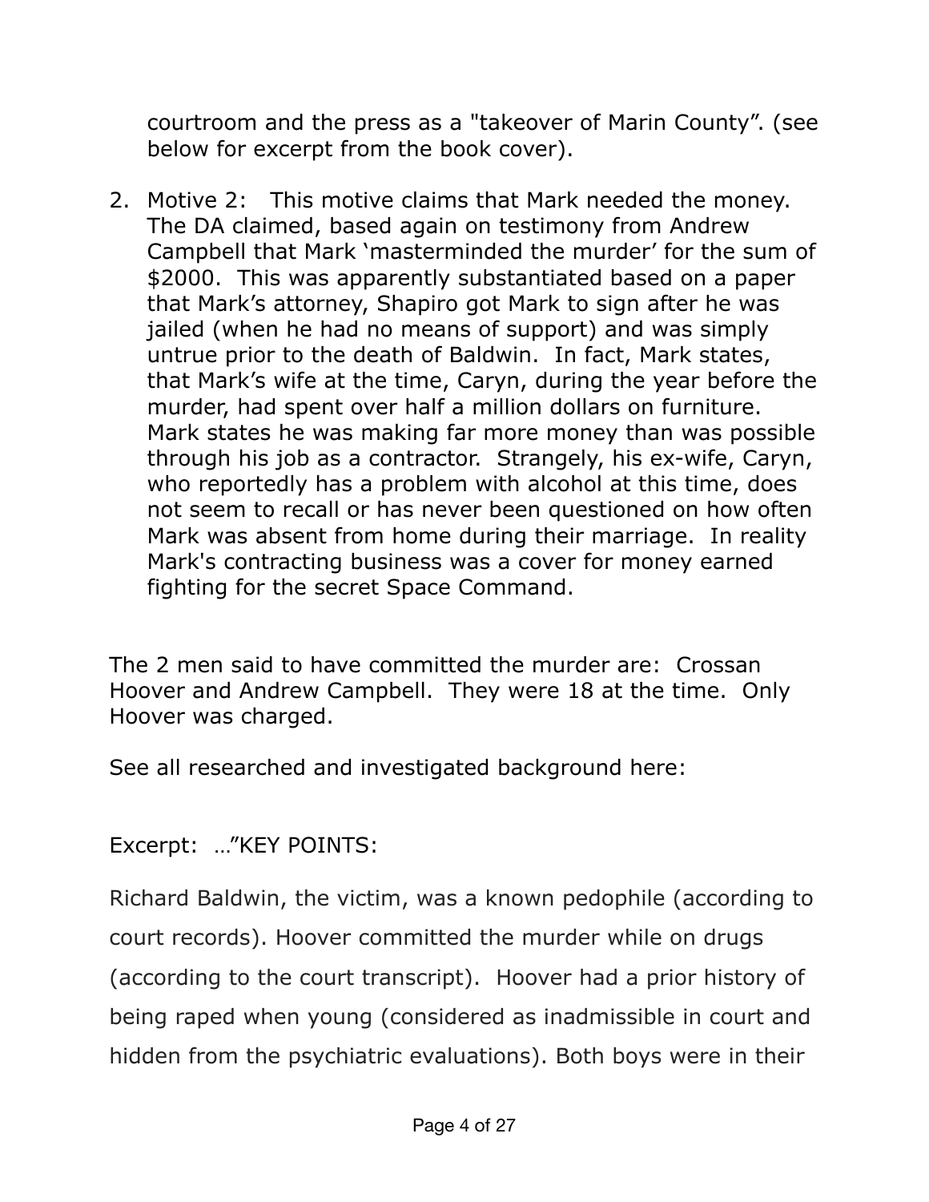courtroom and the press as a "takeover of Marin County". (see below for excerpt from the book cover).

2. Motive 2: This motive claims that Mark needed the money. The DA claimed, based again on testimony from Andrew Campbell that Mark 'masterminded the murder' for the sum of $2000. This was apparently substantiated based on a paper that Mark's attorney, Shapiro got Mark to sign after he was jailed (when he had no means of support) and was simply untrue prior to the death of Baldwin. In fact, Mark states, that Mark's wife at the time, Caryn, during the year before the murder, had spent over half a million dollars on furniture. Mark states he was making far more money than was possible through his job as a contractor. Strangely, his ex-wife, Caryn, who reportedly has a problem with alcohol at this time, does not seem to recall or has never been questioned on how often Mark was absent from home during their marriage. In reality Mark's contracting business was a cover for money earned fighting for the secret Space Command.

The 2 men said to have committed the murder are: Crossan Hoover and Andrew Campbell. They were 18 at the time. Only Hoover was charged.

See all researched and investigated background here:

Excerpt: …"KEY POINTS:

Richard Baldwin, the victim, was a known pedophile (according to court records). Hoover committed the murder while on drugs (according to the court transcript). Hoover had a prior history of being raped when young (considered as inadmissible in court and hidden from the psychiatric evaluations). Both boys were in their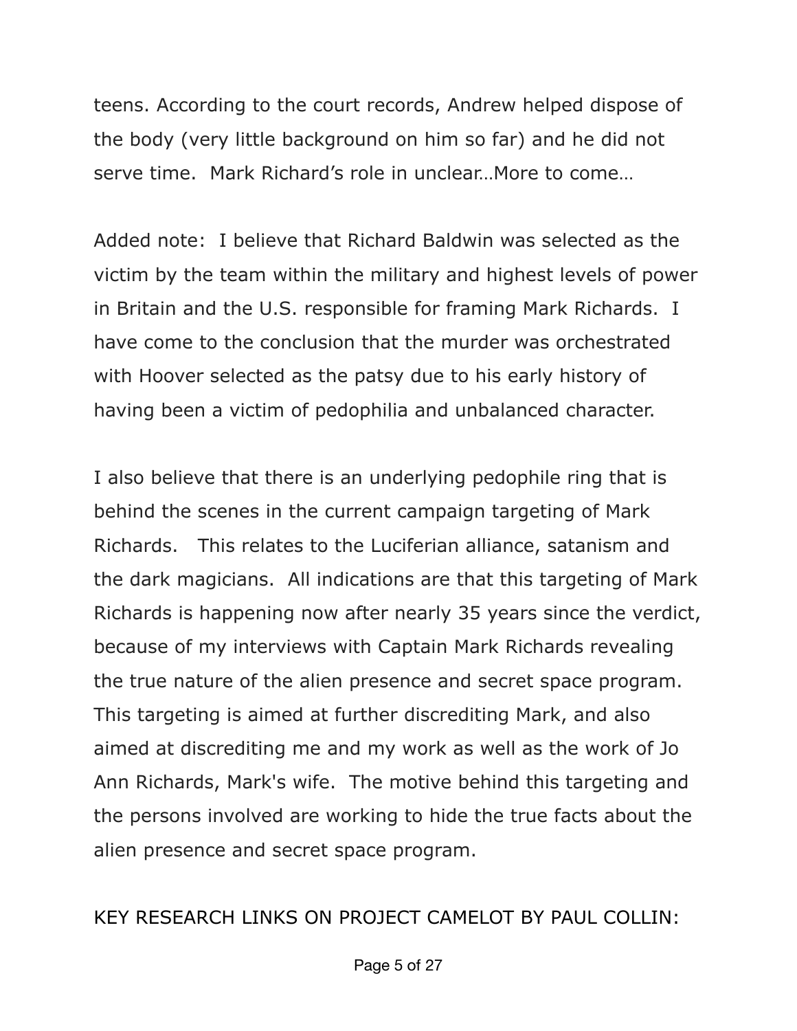teens. According to the court records, Andrew helped dispose of the body (very little background on him so far) and he did not serve time. Mark Richard's role in unclear…More to come…

Added note: I believe that Richard Baldwin was selected as the victim by the team within the military and highest levels of power in Britain and the U.S. responsible for framing Mark Richards. I have come to the conclusion that the murder was orchestrated with Hoover selected as the patsy due to his early history of having been a victim of pedophilia and unbalanced character.

I also believe that there is an underlying pedophile ring that is behind the scenes in the current campaign targeting of Mark Richards. This relates to the Luciferian alliance, satanism and the dark magicians. All indications are that this targeting of Mark Richards is happening now after nearly 35 years since the verdict, because of my interviews with Captain Mark Richards revealing the true nature of the alien presence and secret space program. This targeting is aimed at further discrediting Mark, and also aimed at discrediting me and my work as well as the work of Jo Ann Richards, Mark's wife. The motive behind this targeting and the persons involved are working to hide the true facts about the alien presence and secret space program.

KEY RESEARCH LINKS ON PROJECT CAMELOT BY PAUL COLLIN: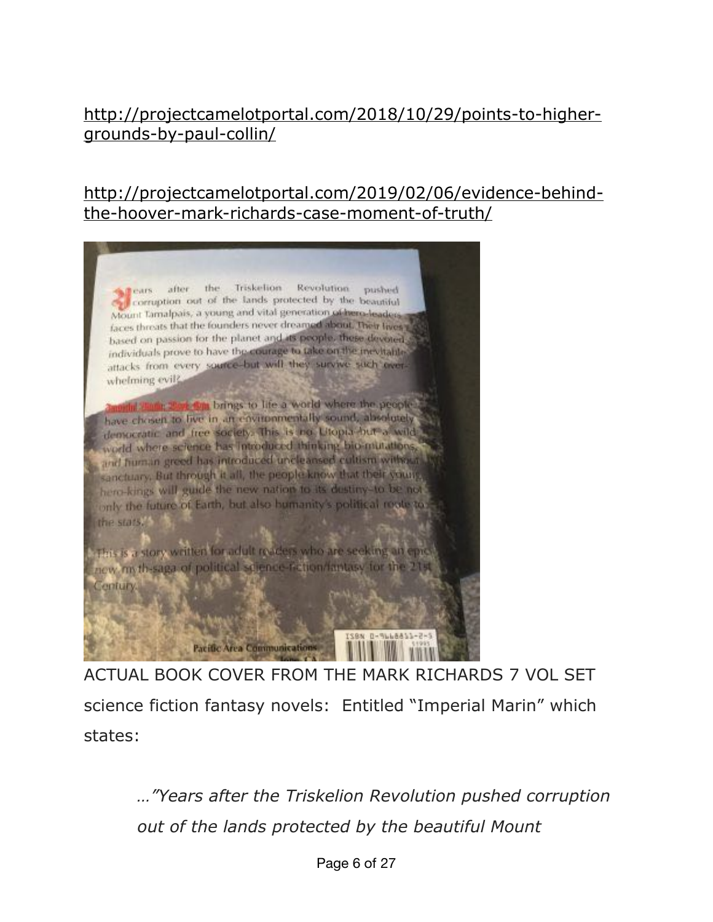http://projectcamelotportal.com/2018/10/29/points-to-higher-grounds-by-paul-collin/

http://projectcamelotportal.com/2019/02/06/evidence-behind-the-hoover-mark-richards-case-moment-of-truth/

ACTUAL BOOK COVER FROM THE MARK RICHARDS 7 VOL SET science fiction fantasy novels: Entitled "Imperial Marin" which states:

> *…"Years after the Triskelion Revolution pushed corruption out of the lands protected by the beautiful Mount*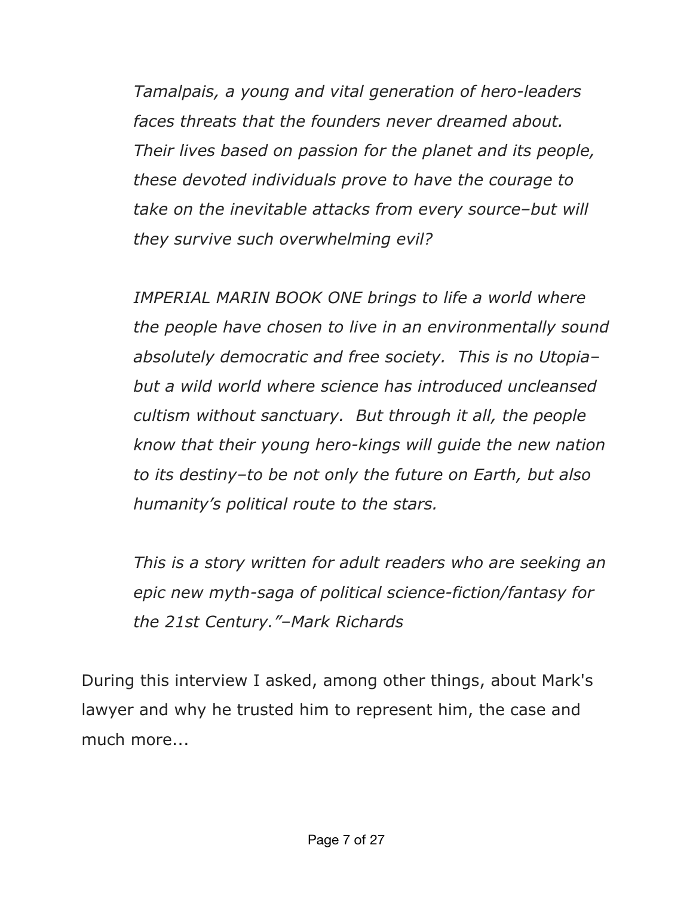*Tamalpais, a young and vital generation of hero-leaders faces threats that the founders never dreamed about. Their lives based on passion for the planet and its people, these devoted individuals prove to have the courage to take on the inevitable attacks from every source–but will they survive such overwhelming evil?*

*IMPERIAL MARIN BOOK ONE brings to life a world where the people have chosen to live in an environmentally sound absolutely democratic and free society. This is no Utopia–but a wild world where science has introduced uncleansed cultism without sanctuary. But through it all, the people know that their young hero-kings will guide the new nation to its destiny–to be not only the future on Earth, but also humanity's political route to the stars.*

*This is a story written for adult readers who are seeking an epic new myth-saga of political science-fiction/fantasy for the 21st Century."–Mark Richards*

During this interview I asked, among other things, about Mark's lawyer and why he trusted him to represent him, the case and much more...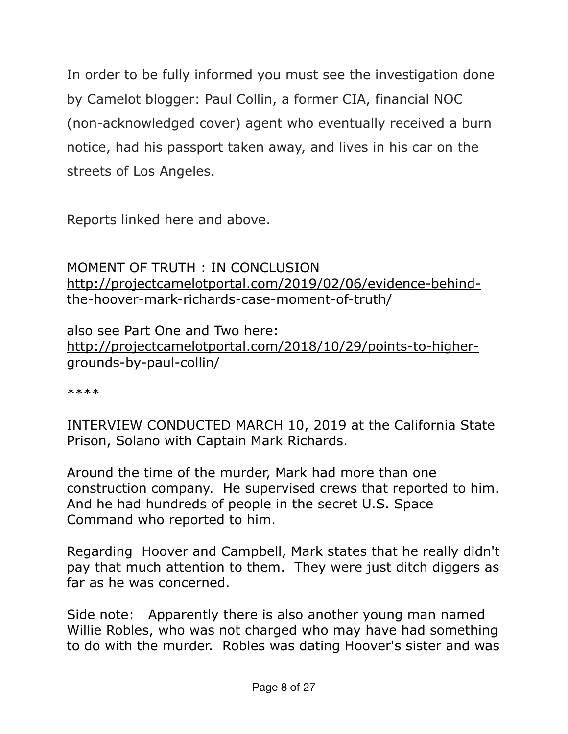In order to be fully informed you must see the investigation done by Camelot blogger: Paul Collin, a former CIA, financial NOC (non-acknowledged cover) agent who eventually received a burn notice, had his passport taken away, and lives in his car on the streets of Los Angeles.

Reports linked here and above.

MOMENT OF TRUTH : IN CONCLUSION
http://projectcamelotportal.com/2019/02/06/evidence-behind-the-hoover-mark-richards-case-moment-of-truth/

also see Part One and Two here:
http://projectcamelotportal.com/2018/10/29/points-to-higher-grounds-by-paul-collin/

****

INTERVIEW CONDUCTED MARCH 10, 2019 at the California State Prison, Solano with Captain Mark Richards.

Around the time of the murder, Mark had more than one construction company. He supervised crews that reported to him. And he had hundreds of people in the secret U.S. Space Command who reported to him.

Regarding Hoover and Campbell, Mark states that he really didn't pay that much attention to them. They were just ditch diggers as far as he was concerned.

Side note: Apparently there is also another young man named Willie Robles, who was not charged who may have had something to do with the murder. Robles was dating Hoover's sister and was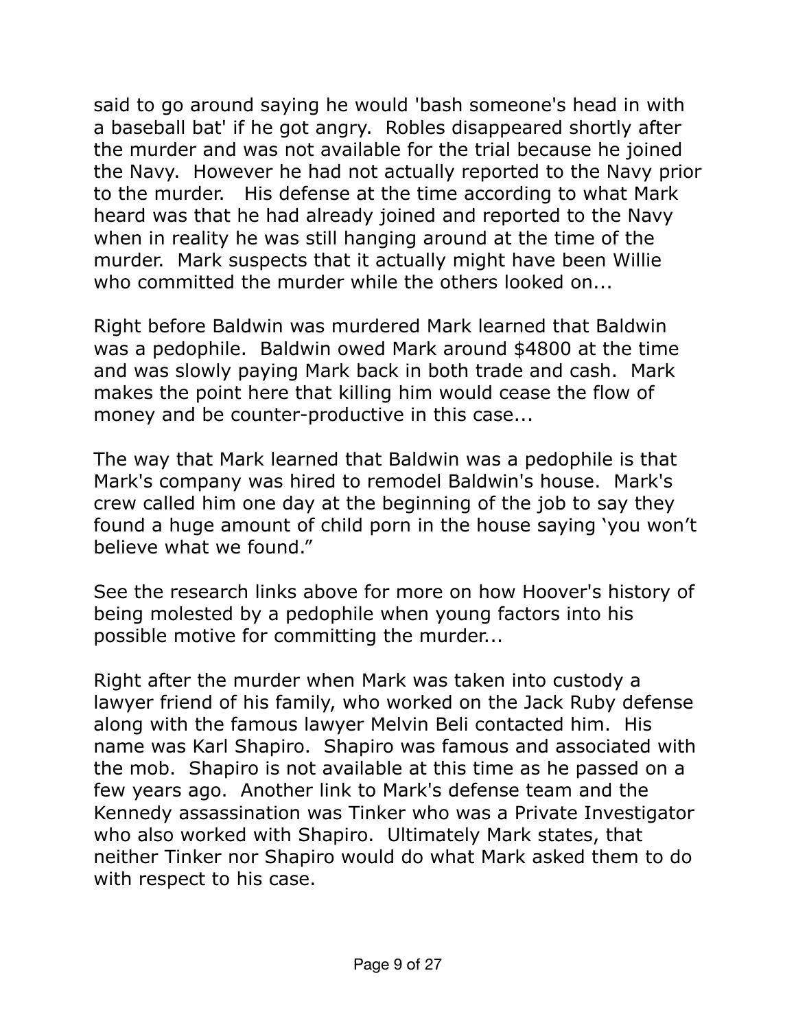said to go around saying he would 'bash someone's head in with a baseball bat' if he got angry. Robles disappeared shortly after the murder and was not available for the trial because he joined the Navy. However he had not actually reported to the Navy prior to the murder. His defense at the time according to what Mark heard was that he had already joined and reported to the Navy when in reality he was still hanging around at the time of the murder. Mark suspects that it actually might have been Willie who committed the murder while the others looked on...

Right before Baldwin was murdered Mark learned that Baldwin was a pedophile. Baldwin owed Mark around $4800 at the time and was slowly paying Mark back in both trade and cash. Mark makes the point here that killing him would cease the flow of money and be counter-productive in this case...

The way that Mark learned that Baldwin was a pedophile is that Mark's company was hired to remodel Baldwin's house. Mark's crew called him one day at the beginning of the job to say they found a huge amount of child porn in the house saying 'you won't believe what we found."

See the research links above for more on how Hoover's history of being molested by a pedophile when young factors into his possible motive for committing the murder...

Right after the murder when Mark was taken into custody a lawyer friend of his family, who worked on the Jack Ruby defense along with the famous lawyer Melvin Beli contacted him. His name was Karl Shapiro. Shapiro was famous and associated with the mob. Shapiro is not available at this time as he passed on a few years ago. Another link to Mark's defense team and the Kennedy assassination was Tinker who was a Private Investigator who also worked with Shapiro. Ultimately Mark states, that neither Tinker nor Shapiro would do what Mark asked them to do with respect to his case.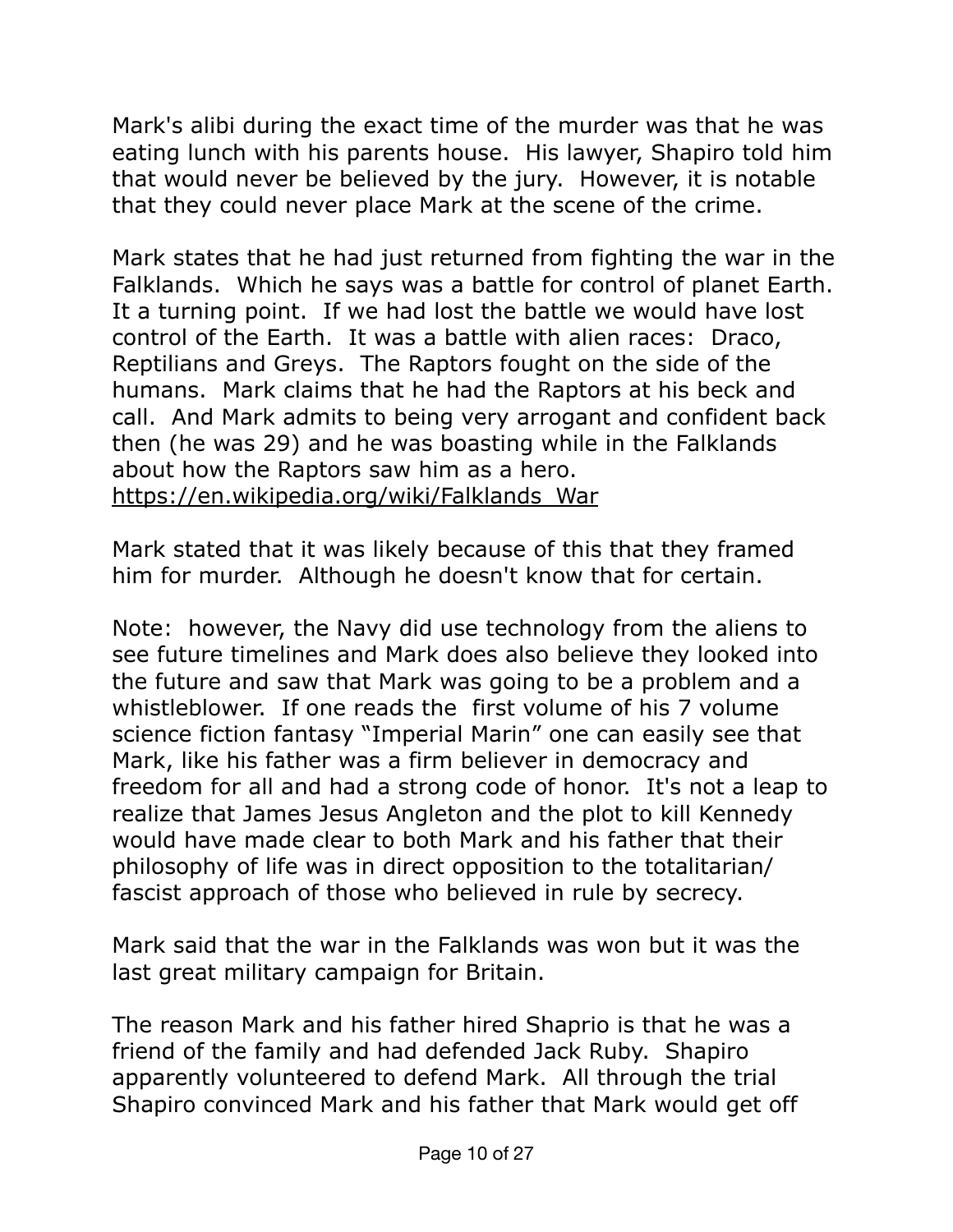Mark's alibi during the exact time of the murder was that he was eating lunch with his parents house. His lawyer, Shapiro told him that would never be believed by the jury. However, it is notable that they could never place Mark at the scene of the crime.

Mark states that he had just returned from fighting the war in the Falklands. Which he says was a battle for control of planet Earth. It a turning point. If we had lost the battle we would have lost control of the Earth. It was a battle with alien races: Draco, Reptilians and Greys. The Raptors fought on the side of the humans. Mark claims that he had the Raptors at his beck and call. And Mark admits to being very arrogant and confident back then (he was 29) and he was boasting while in the Falklands about how the Raptors saw him as a hero.
https://en.wikipedia.org/wiki/Falklands_War

Mark stated that it was likely because of this that they framed him for murder. Although he doesn't know that for certain.

Note: however, the Navy did use technology from the aliens to see future timelines and Mark does also believe they looked into the future and saw that Mark was going to be a problem and a whistleblower. If one reads the first volume of his 7 volume science fiction fantasy "Imperial Marin" one can easily see that Mark, like his father was a firm believer in democracy and freedom for all and had a strong code of honor. It's not a leap to realize that James Jesus Angleton and the plot to kill Kennedy would have made clear to both Mark and his father that their philosophy of life was in direct opposition to the totalitarian/fascist approach of those who believed in rule by secrecy.

Mark said that the war in the Falklands was won but it was the last great military campaign for Britain.

The reason Mark and his father hired Shaprio is that he was a friend of the family and had defended Jack Ruby. Shapiro apparently volunteered to defend Mark. All through the trial Shapiro convinced Mark and his father that Mark would get off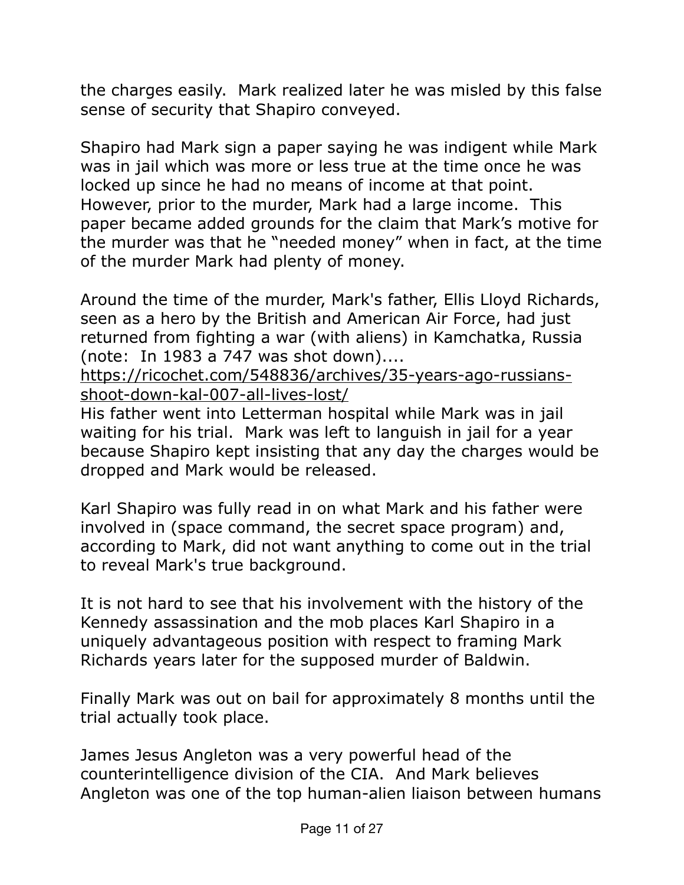the charges easily. Mark realized later he was misled by this false sense of security that Shapiro conveyed.

Shapiro had Mark sign a paper saying he was indigent while Mark was in jail which was more or less true at the time once he was locked up since he had no means of income at that point. However, prior to the murder, Mark had a large income. This paper became added grounds for the claim that Mark's motive for the murder was that he "needed money" when in fact, at the time of the murder Mark had plenty of money.

Around the time of the murder, Mark's father, Ellis Lloyd Richards, seen as a hero by the British and American Air Force, had just returned from fighting a war (with aliens) in Kamchatka, Russia (note: In 1983 a 747 was shot down)....
[https://ricochet.com/548836/archives/35-years-ago-russians-shoot-down-kal-007-all-lives-lost/](https://ricochet.com/548836/archives/35-years-ago-russians-shoot-down-kal-007-all-lives-lost/)
His father went into Letterman hospital while Mark was in jail waiting for his trial. Mark was left to languish in jail for a year because Shapiro kept insisting that any day the charges would be dropped and Mark would be released.

Karl Shapiro was fully read in on what Mark and his father were involved in (space command, the secret space program) and, according to Mark, did not want anything to come out in the trial to reveal Mark's true background.

It is not hard to see that his involvement with the history of the Kennedy assassination and the mob places Karl Shapiro in a uniquely advantageous position with respect to framing Mark Richards years later for the supposed murder of Baldwin.

Finally Mark was out on bail for approximately 8 months until the trial actually took place.

James Jesus Angleton was a very powerful head of the counterintelligence division of the CIA. And Mark believes Angleton was one of the top human-alien liaison between humans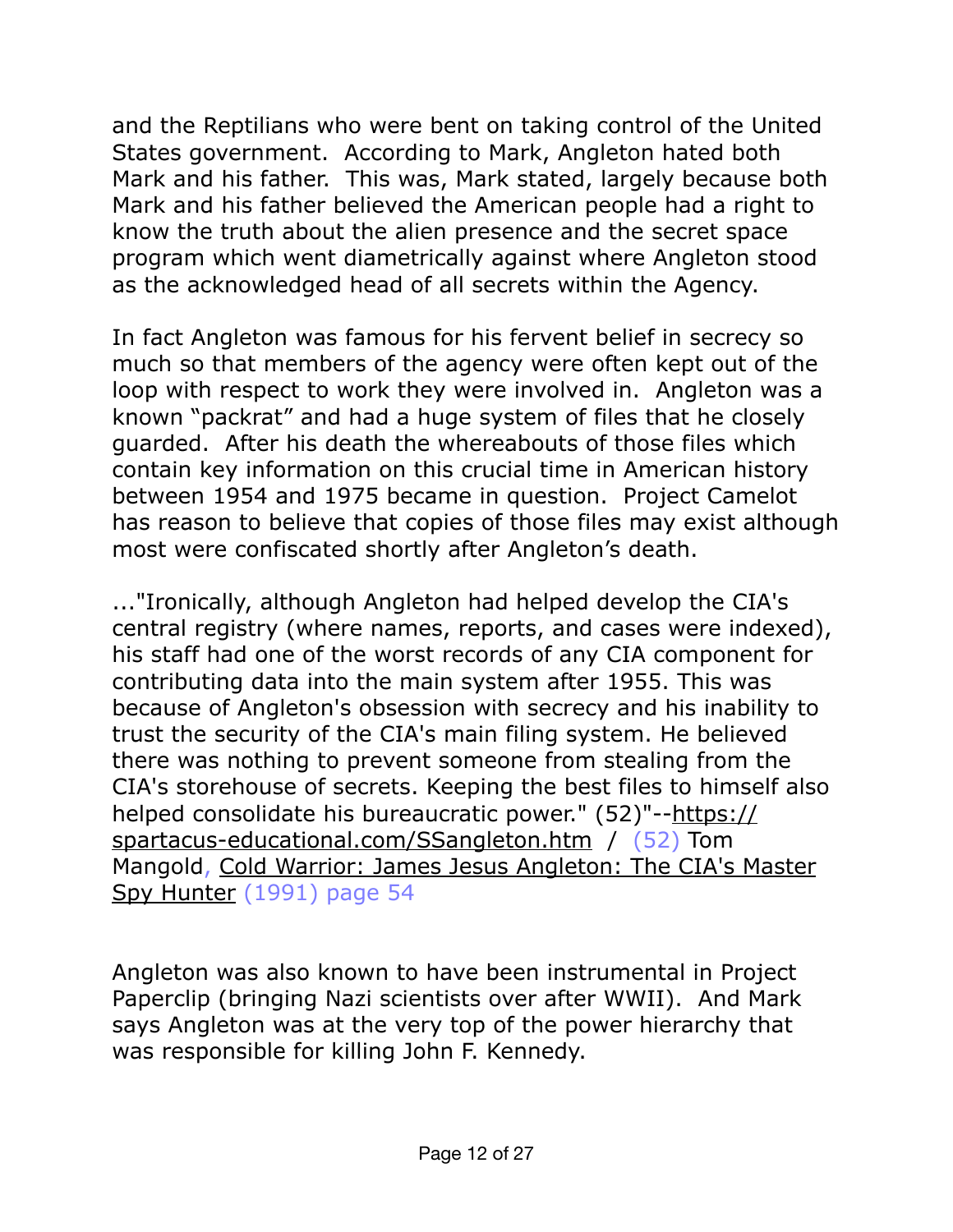and the Reptilians who were bent on taking control of the United States government. According to Mark, Angleton hated both Mark and his father. This was, Mark stated, largely because both Mark and his father believed the American people had a right to know the truth about the alien presence and the secret space program which went diametrically against where Angleton stood as the acknowledged head of all secrets within the Agency.

In fact Angleton was famous for his fervent belief in secrecy so much so that members of the agency were often kept out of the loop with respect to work they were involved in. Angleton was a known "packrat" and had a huge system of files that he closely guarded. After his death the whereabouts of those files which contain key information on this crucial time in American history between 1954 and 1975 became in question. Project Camelot has reason to believe that copies of those files may exist although most were confiscated shortly after Angleton's death.

..."Ironically, although Angleton had helped develop the CIA's central registry (where names, reports, and cases were indexed), his staff had one of the worst records of any CIA component for contributing data into the main system after 1955. This was because of Angleton's obsession with secrecy and his inability to trust the security of the CIA's main filing system. He believed there was nothing to prevent someone from stealing from the CIA's storehouse of secrets. Keeping the best files to himself also helped consolidate his bureaucratic power." (52)"--https://spartacus-educational.com/SSangleton.htm / (52) Tom Mangold, Cold Warrior: James Jesus Angleton: The CIA's Master Spy Hunter (1991) page 54

Angleton was also known to have been instrumental in Project Paperclip (bringing Nazi scientists over after WWII). And Mark says Angleton was at the very top of the power hierarchy that was responsible for killing John F. Kennedy.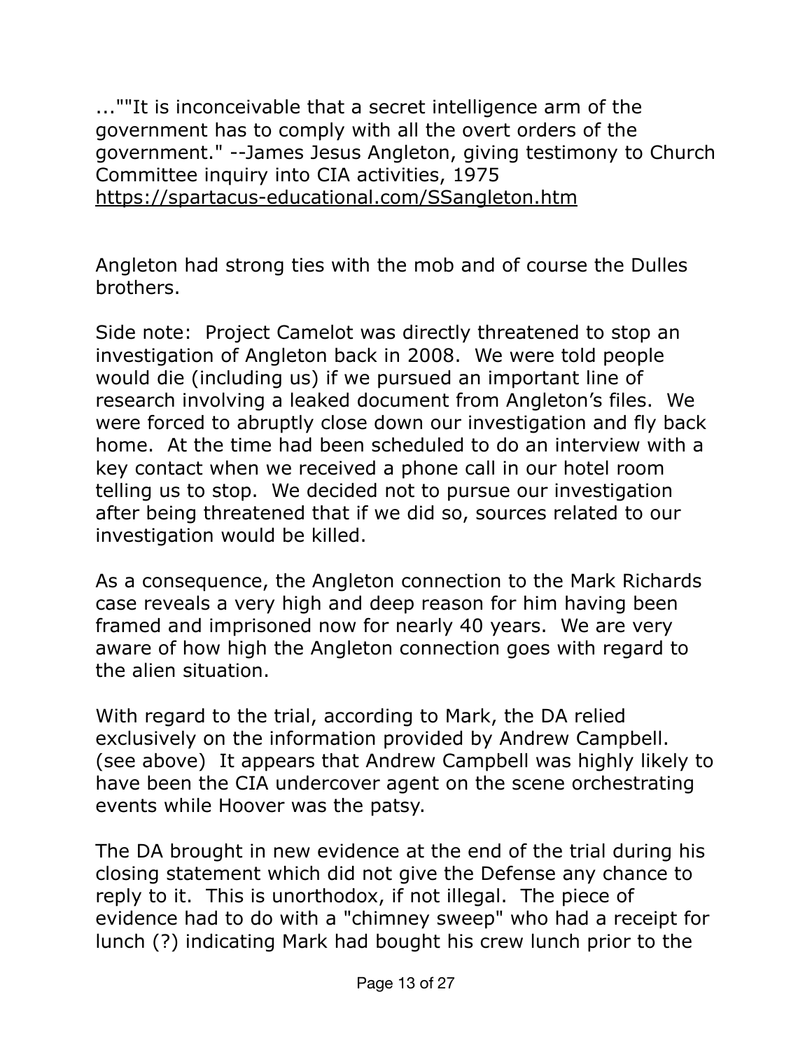...""It is inconceivable that a secret intelligence arm of the government has to comply with all the overt orders of the government." --James Jesus Angleton, giving testimony to Church Committee inquiry into CIA activities, 1975
https://spartacus-educational.com/SSangleton.htm

Angleton had strong ties with the mob and of course the Dulles brothers.

Side note: Project Camelot was directly threatened to stop an investigation of Angleton back in 2008. We were told people would die (including us) if we pursued an important line of research involving a leaked document from Angleton's files. We were forced to abruptly close down our investigation and fly back home. At the time had been scheduled to do an interview with a key contact when we received a phone call in our hotel room telling us to stop. We decided not to pursue our investigation after being threatened that if we did so, sources related to our investigation would be killed.

As a consequence, the Angleton connection to the Mark Richards case reveals a very high and deep reason for him having been framed and imprisoned now for nearly 40 years. We are very aware of how high the Angleton connection goes with regard to the alien situation.

With regard to the trial, according to Mark, the DA relied exclusively on the information provided by Andrew Campbell. (see above) It appears that Andrew Campbell was highly likely to have been the CIA undercover agent on the scene orchestrating events while Hoover was the patsy.

The DA brought in new evidence at the end of the trial during his closing statement which did not give the Defense any chance to reply to it. This is unorthodox, if not illegal. The piece of evidence had to do with a "chimney sweep" who had a receipt for lunch (?) indicating Mark had bought his crew lunch prior to the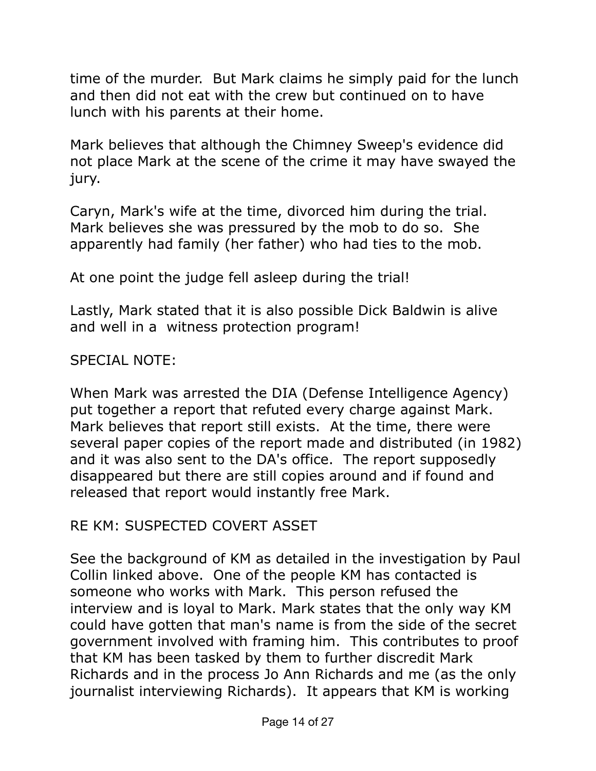time of the murder. But Mark claims he simply paid for the lunch and then did not eat with the crew but continued on to have lunch with his parents at their home.

Mark believes that although the Chimney Sweep's evidence did not place Mark at the scene of the crime it may have swayed the jury.

Caryn, Mark's wife at the time, divorced him during the trial. Mark believes she was pressured by the mob to do so. She apparently had family (her father) who had ties to the mob.

At one point the judge fell asleep during the trial!

Lastly, Mark stated that it is also possible Dick Baldwin is alive and well in a witness protection program!

SPECIAL NOTE:

When Mark was arrested the DIA (Defense Intelligence Agency) put together a report that refuted every charge against Mark. Mark believes that report still exists. At the time, there were several paper copies of the report made and distributed (in 1982) and it was also sent to the DA's office. The report supposedly disappeared but there are still copies around and if found and released that report would instantly free Mark.

RE KM: SUSPECTED COVERT ASSET

See the background of KM as detailed in the investigation by Paul Collin linked above. One of the people KM has contacted is someone who works with Mark. This person refused the interview and is loyal to Mark. Mark states that the only way KM could have gotten that man's name is from the side of the secret government involved with framing him. This contributes to proof that KM has been tasked by them to further discredit Mark Richards and in the process Jo Ann Richards and me (as the only journalist interviewing Richards). It appears that KM is working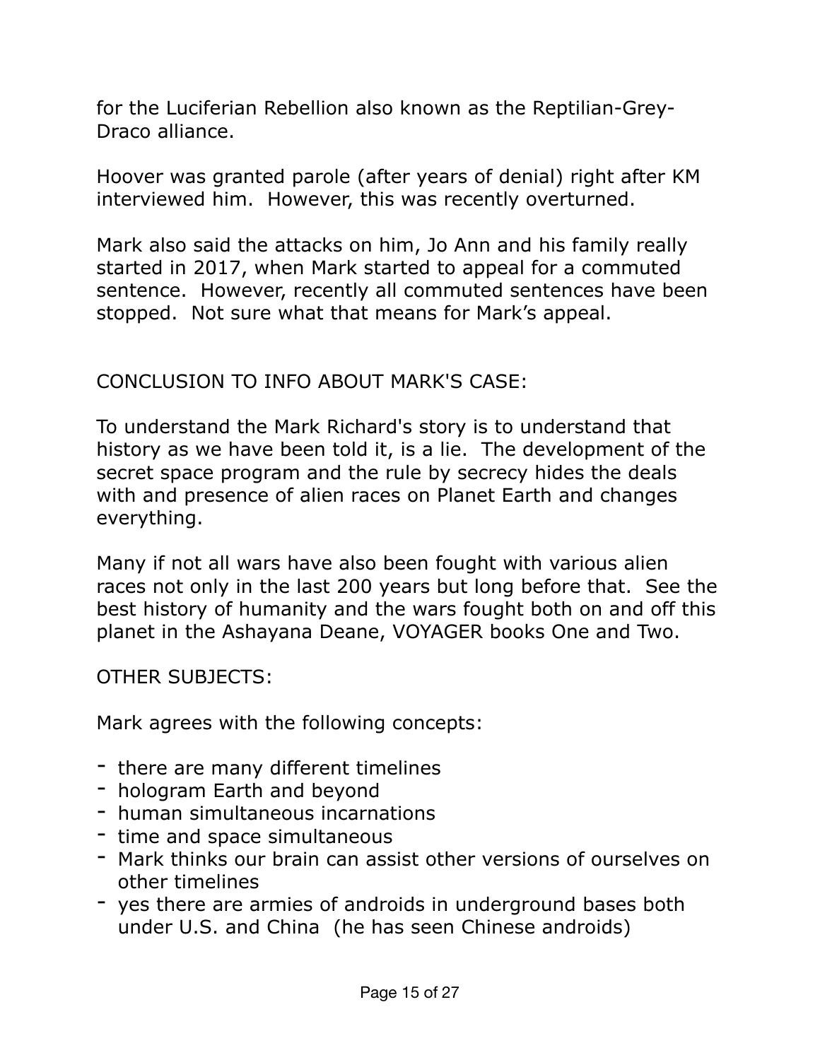for the Luciferian Rebellion also known as the Reptilian-Grey-Draco alliance.

Hoover was granted parole (after years of denial) right after KM interviewed him. However, this was recently overturned.

Mark also said the attacks on him, Jo Ann and his family really started in 2017, when Mark started to appeal for a commuted sentence. However, recently all commuted sentences have been stopped. Not sure what that means for Mark's appeal.

CONCLUSION TO INFO ABOUT MARK'S CASE:

To understand the Mark Richard's story is to understand that history as we have been told it, is a lie. The development of the secret space program and the rule by secrecy hides the deals with and presence of alien races on Planet Earth and changes everything.

Many if not all wars have also been fought with various alien races not only in the last 200 years but long before that. See the best history of humanity and the wars fought both on and off this planet in the Ashayana Deane, VOYAGER books One and Two.

OTHER SUBJECTS:

Mark agrees with the following concepts:

- there are many different timelines
- hologram Earth and beyond
- human simultaneous incarnations
- time and space simultaneous
- Mark thinks our brain can assist other versions of ourselves on other timelines
- yes there are armies of androids in underground bases both under U.S. and China (he has seen Chinese androids)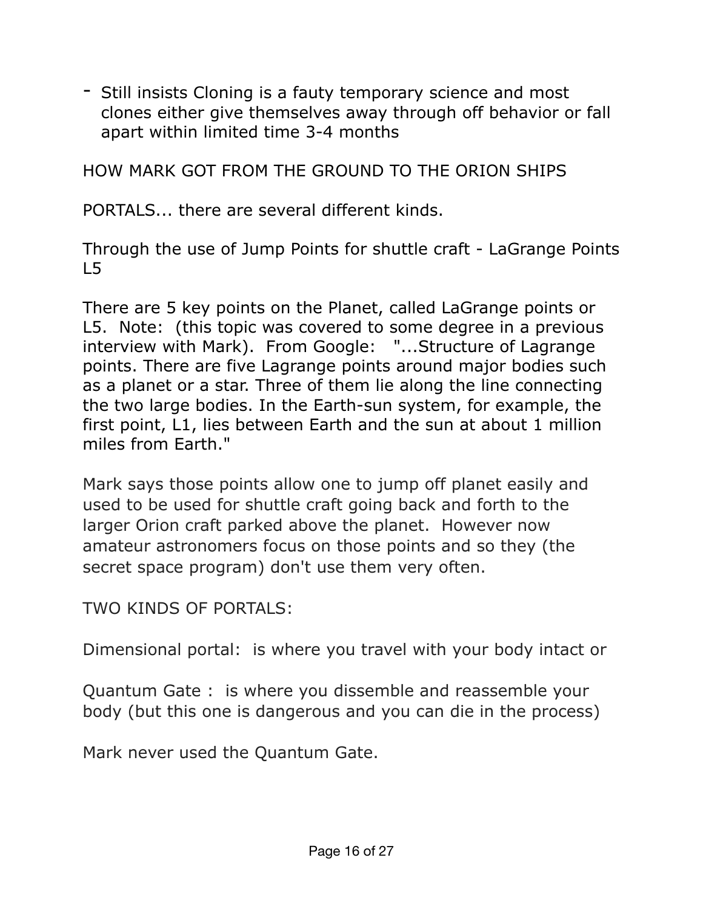- Still insists Cloning is a fauty temporary science and most clones either give themselves away through off behavior or fall apart within limited time 3-4 months

HOW MARK GOT FROM THE GROUND TO THE ORION SHIPS

PORTALS... there are several different kinds.

Through the use of Jump Points for shuttle craft - LaGrange Points L5

There are 5 key points on the Planet, called LaGrange points or L5. Note: (this topic was covered to some degree in a previous interview with Mark). From Google: "...Structure of Lagrange points. There are five Lagrange points around major bodies such as a planet or a star. Three of them lie along the line connecting the two large bodies. In the Earth-sun system, for example, the first point, L1, lies between Earth and the sun at about 1 million miles from Earth."

Mark says those points allow one to jump off planet easily and used to be used for shuttle craft going back and forth to the larger Orion craft parked above the planet. However now amateur astronomers focus on those points and so they (the secret space program) don't use them very often.

TWO KINDS OF PORTALS:

Dimensional portal: is where you travel with your body intact or

Quantum Gate : is where you dissemble and reassemble your body (but this one is dangerous and you can die in the process)

Mark never used the Quantum Gate.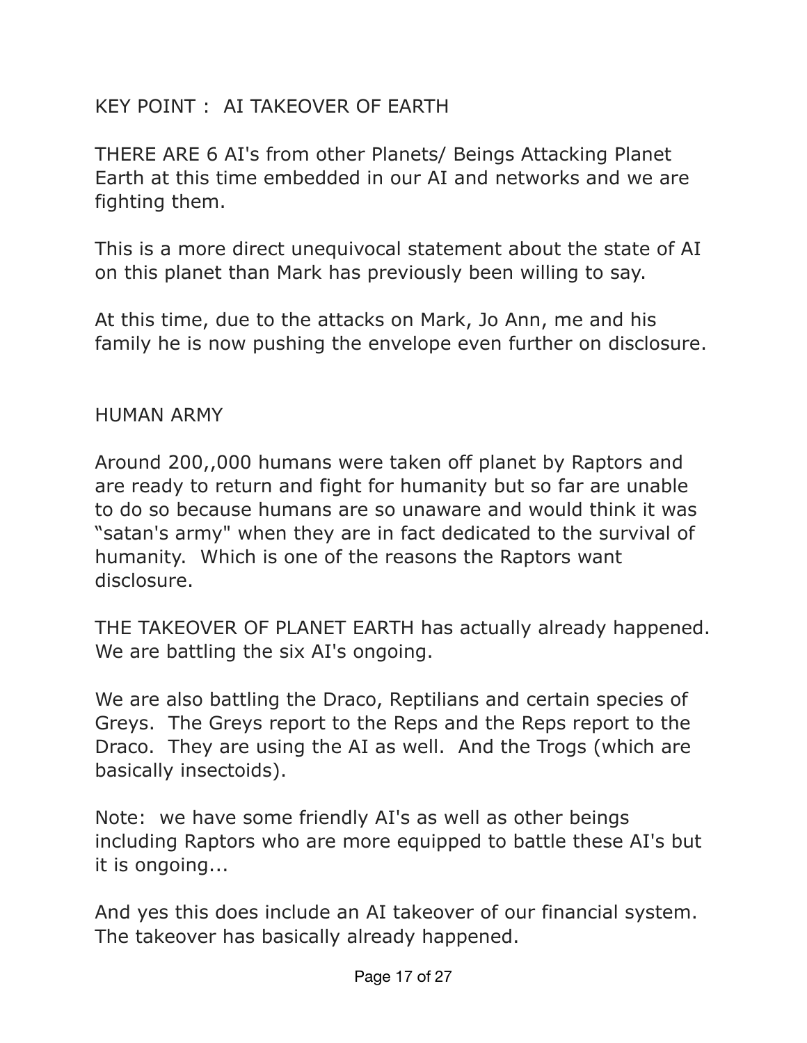KEY POINT : AI TAKEOVER OF EARTH

THERE ARE 6 AI's from other Planets/ Beings Attacking Planet Earth at this time embedded in our AI and networks and we are fighting them.

This is a more direct unequivocal statement about the state of AI on this planet than Mark has previously been willing to say.

At this time, due to the attacks on Mark, Jo Ann, me and his family he is now pushing the envelope even further on disclosure.

HUMAN ARMY

Around 200,,000 humans were taken off planet by Raptors and are ready to return and fight for humanity but so far are unable to do so because humans are so unaware and would think it was "satan's army" when they are in fact dedicated to the survival of humanity. Which is one of the reasons the Raptors want disclosure.

THE TAKEOVER OF PLANET EARTH has actually already happened. We are battling the six AI's ongoing.

We are also battling the Draco, Reptilians and certain species of Greys. The Greys report to the Reps and the Reps report to the Draco. They are using the AI as well. And the Trogs (which are basically insectoids).

Note: we have some friendly AI's as well as other beings including Raptors who are more equipped to battle these AI's but it is ongoing...

And yes this does include an AI takeover of our financial system. The takeover has basically already happened.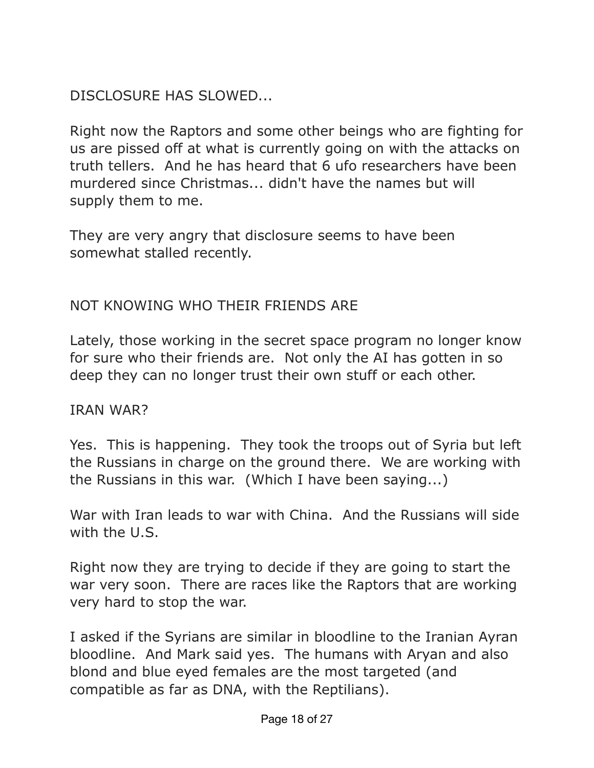## DISCLOSURE HAS SLOWED...

Right now the Raptors and some other beings who are fighting for us are pissed off at what is currently going on with the attacks on truth tellers. And he has heard that 6 ufo researchers have been murdered since Christmas... didn't have the names but will supply them to me.

They are very angry that disclosure seems to have been somewhat stalled recently.

## NOT KNOWING WHO THEIR FRIENDS ARE

Lately, those working in the secret space program no longer know for sure who their friends are. Not only the AI has gotten in so deep they can no longer trust their own stuff or each other.

## IRAN WAR?

Yes. This is happening. They took the troops out of Syria but left the Russians in charge on the ground there. We are working with the Russians in this war. (Which I have been saying...)

War with Iran leads to war with China. And the Russians will side with the U.S.

Right now they are trying to decide if they are going to start the war very soon. There are races like the Raptors that are working very hard to stop the war.

I asked if the Syrians are similar in bloodline to the Iranian Ayran bloodline. And Mark said yes. The humans with Aryan and also blond and blue eyed females are the most targeted (and compatible as far as DNA, with the Reptilians).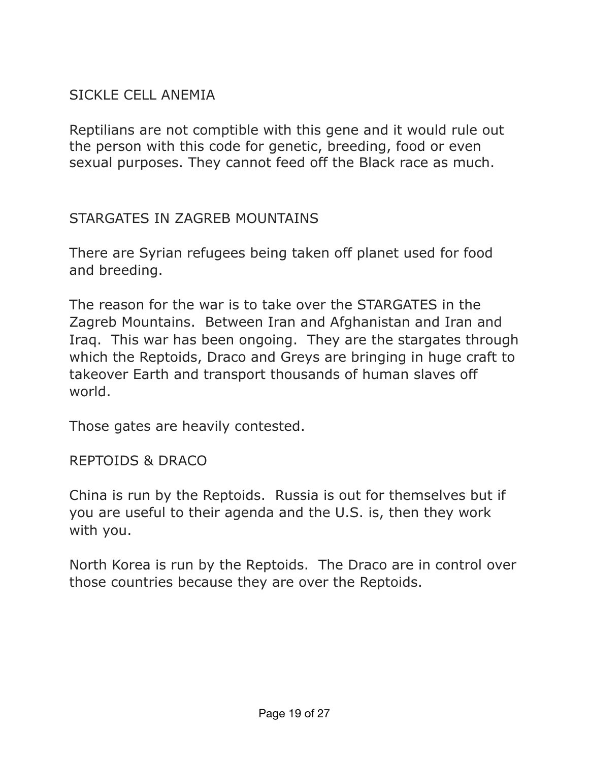## SICKLE CELL ANEMIA

Reptilians are not comptible with this gene and it would rule out the person with this code for genetic, breeding, food or even sexual purposes. They cannot feed off the Black race as much.

## STARGATES IN ZAGREB MOUNTAINS

There are Syrian refugees being taken off planet used for food and breeding.

The reason for the war is to take over the STARGATES in the Zagreb Mountains. Between Iran and Afghanistan and Iran and Iraq. This war has been ongoing. They are the stargates through which the Reptoids, Draco and Greys are bringing in huge craft to takeover Earth and transport thousands of human slaves off world.

Those gates are heavily contested.

## REPTOIDS & DRACO

China is run by the Reptoids. Russia is out for themselves but if you are useful to their agenda and the U.S. is, then they work with you.

North Korea is run by the Reptoids. The Draco are in control over those countries because they are over the Reptoids.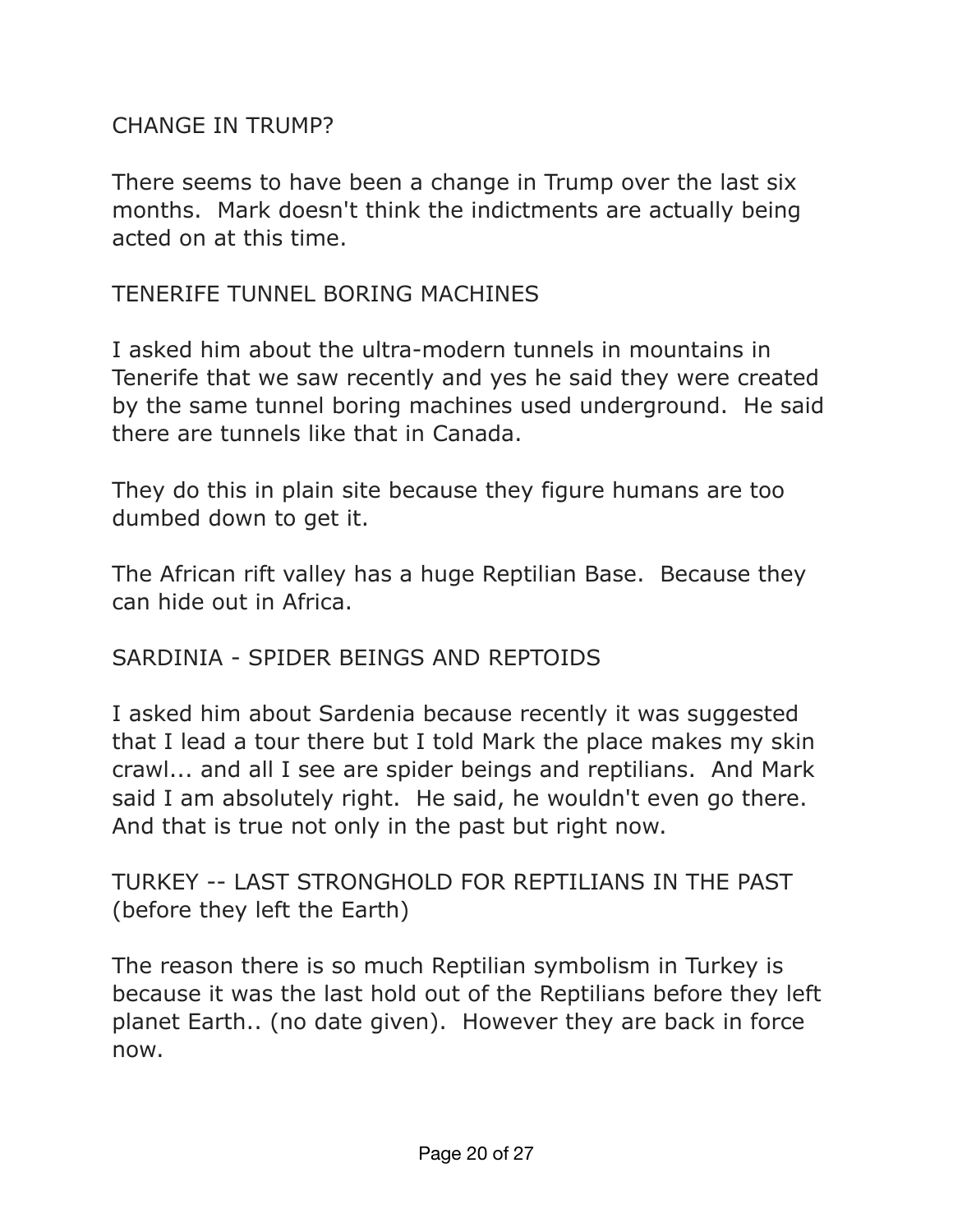## CHANGE IN TRUMP?

There seems to have been a change in Trump over the last six months. Mark doesn't think the indictments are actually being acted on at this time.

## TENERIFE TUNNEL BORING MACHINES

I asked him about the ultra-modern tunnels in mountains in Tenerife that we saw recently and yes he said they were created by the same tunnel boring machines used underground. He said there are tunnels like that in Canada.

They do this in plain site because they figure humans are too dumbed down to get it.

The African rift valley has a huge Reptilian Base. Because they can hide out in Africa.

## SARDINIA - SPIDER BEINGS AND REPTOIDS

I asked him about Sardenia because recently it was suggested that I lead a tour there but I told Mark the place makes my skin crawl... and all I see are spider beings and reptilians. And Mark said I am absolutely right. He said, he wouldn't even go there. And that is true not only in the past but right now.

## TURKEY -- LAST STRONGHOLD FOR REPTILIANS IN THE PAST (before they left the Earth)

The reason there is so much Reptilian symbolism in Turkey is because it was the last hold out of the Reptilians before they left planet Earth.. (no date given). However they are back in force now.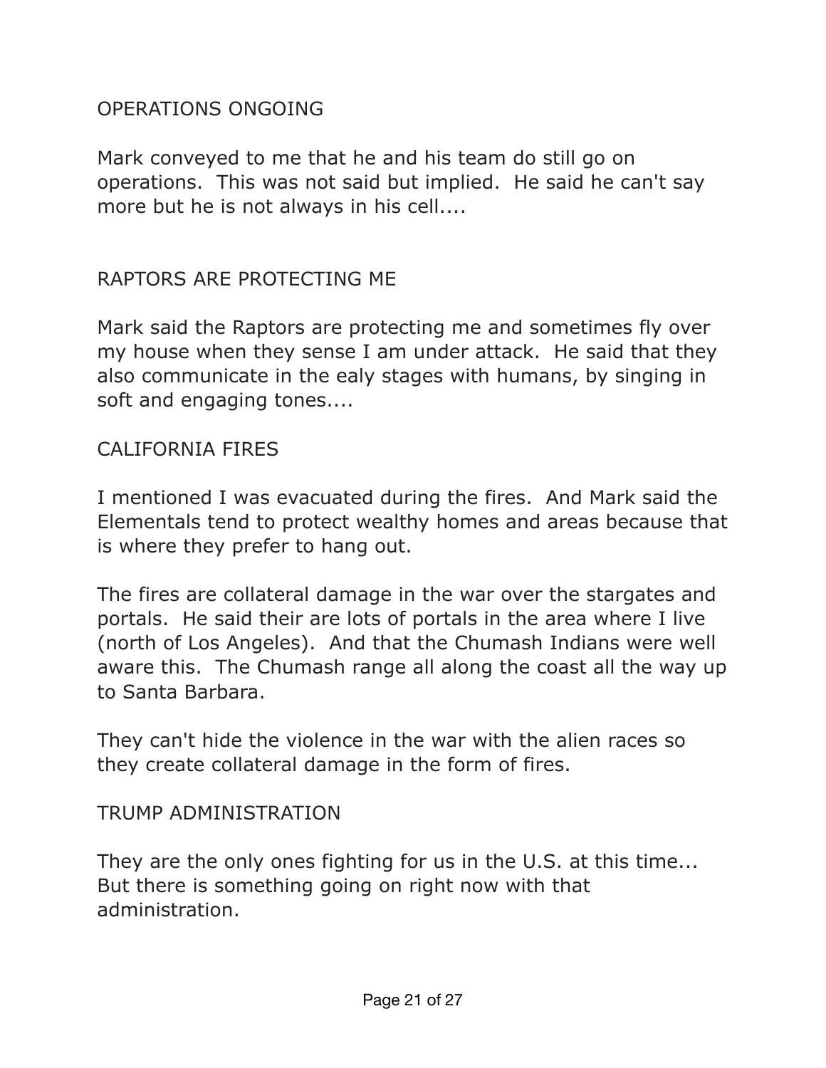## OPERATIONS ONGOING

Mark conveyed to me that he and his team do still go on operations. This was not said but implied. He said he can't say more but he is not always in his cell....

## RAPTORS ARE PROTECTING ME

Mark said the Raptors are protecting me and sometimes fly over my house when they sense I am under attack. He said that they also communicate in the ealy stages with humans, by singing in soft and engaging tones....

## CALIFORNIA FIRES

I mentioned I was evacuated during the fires. And Mark said the Elementals tend to protect wealthy homes and areas because that is where they prefer to hang out.

The fires are collateral damage in the war over the stargates and portals. He said their are lots of portals in the area where I live (north of Los Angeles). And that the Chumash Indians were well aware this. The Chumash range all along the coast all the way up to Santa Barbara.

They can't hide the violence in the war with the alien races so they create collateral damage in the form of fires.

## TRUMP ADMINISTRATION

They are the only ones fighting for us in the U.S. at this time... But there is something going on right now with that administration.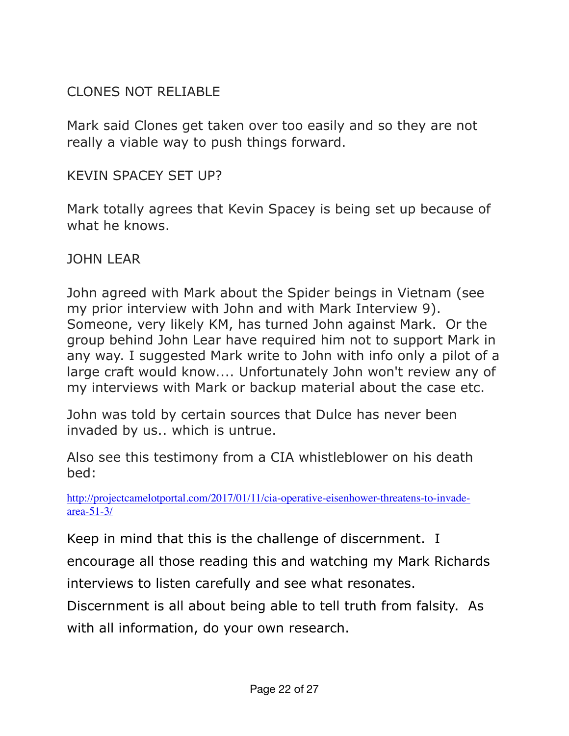## CLONES NOT RELIABLE

Mark said Clones get taken over too easily and so they are not really a viable way to push things forward.

## KEVIN SPACEY SET UP?

Mark totally agrees that Kevin Spacey is being set up because of what he knows.

## JOHN LEAR

John agreed with Mark about the Spider beings in Vietnam (see my prior interview with John and with Mark Interview 9). Someone, very likely KM, has turned John against Mark. Or the group behind John Lear have required him not to support Mark in any way. I suggested Mark write to John with info only a pilot of a large craft would know.... Unfortunately John won't review any of my interviews with Mark or backup material about the case etc.

John was told by certain sources that Dulce has never been invaded by us.. which is untrue.

Also see this testimony from a CIA whistleblower on his death bed:

http://projectcamelotportal.com/2017/01/11/cia-operative-eisenhower-threatens-to-invade-area-51-3/

Keep in mind that this is the challenge of discernment. I encourage all those reading this and watching my Mark Richards interviews to listen carefully and see what resonates. Discernment is all about being able to tell truth from falsity. As with all information, do your own research.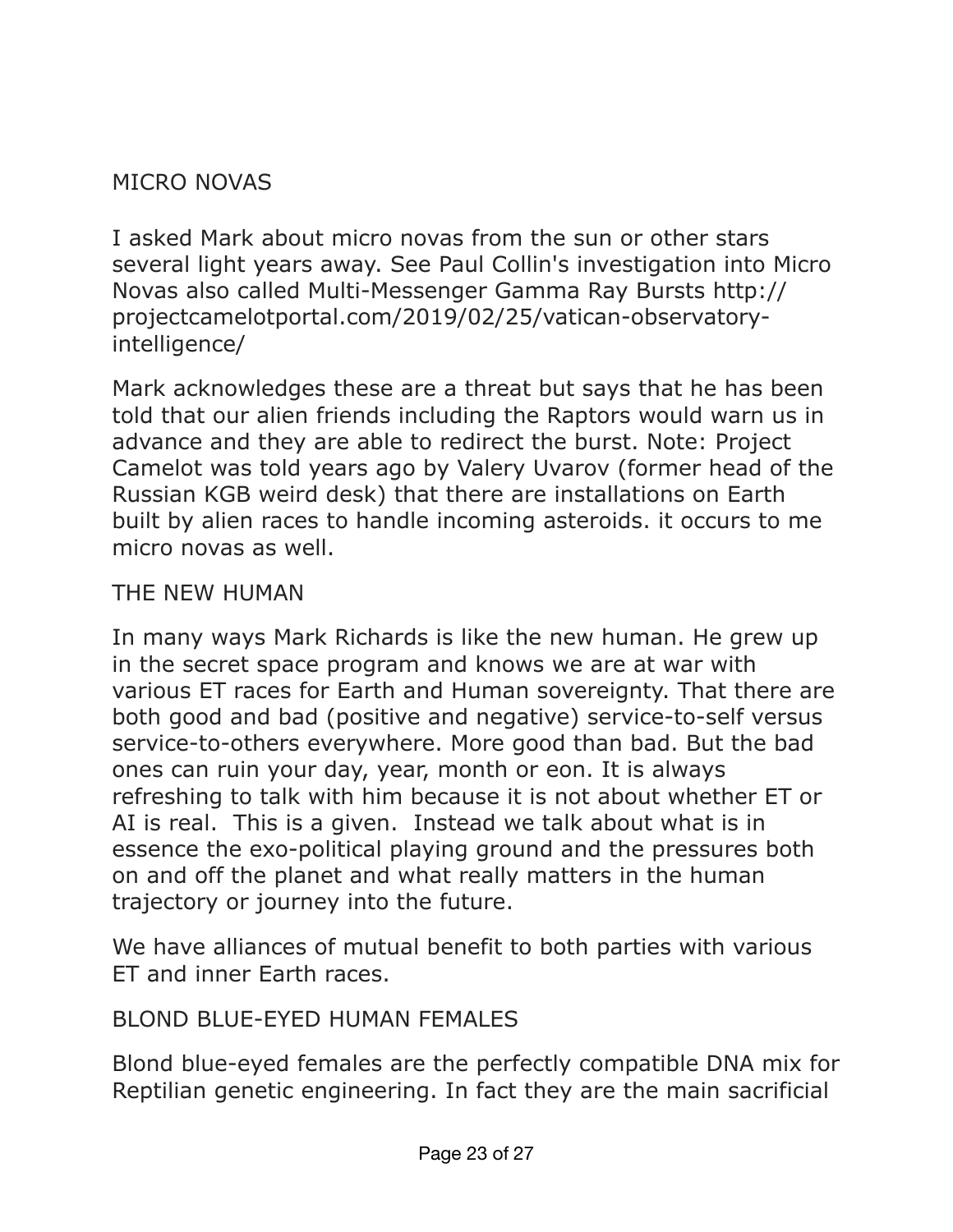## MICRO NOVAS

I asked Mark about micro novas from the sun or other stars several light years away. See Paul Collin's investigation into Micro Novas also called Multi-Messenger Gamma Ray Bursts http://projectcamelotportal.com/2019/02/25/vatican-observatory-intelligence/

Mark acknowledges these are a threat but says that he has been told that our alien friends including the Raptors would warn us in advance and they are able to redirect the burst. Note: Project Camelot was told years ago by Valery Uvarov (former head of the Russian KGB weird desk) that there are installations on Earth built by alien races to handle incoming asteroids. it occurs to me micro novas as well.

## THE NEW HUMAN

In many ways Mark Richards is like the new human. He grew up in the secret space program and knows we are at war with various ET races for Earth and Human sovereignty. That there are both good and bad (positive and negative) service-to-self versus service-to-others everywhere. More good than bad. But the bad ones can ruin your day, year, month or eon. It is always refreshing to talk with him because it is not about whether ET or AI is real. This is a given. Instead we talk about what is in essence the exo-political playing ground and the pressures both on and off the planet and what really matters in the human trajectory or journey into the future.

We have alliances of mutual benefit to both parties with various ET and inner Earth races.

## BLOND BLUE-EYED HUMAN FEMALES

Blond blue-eyed females are the perfectly compatible DNA mix for Reptilian genetic engineering. In fact they are the main sacrificial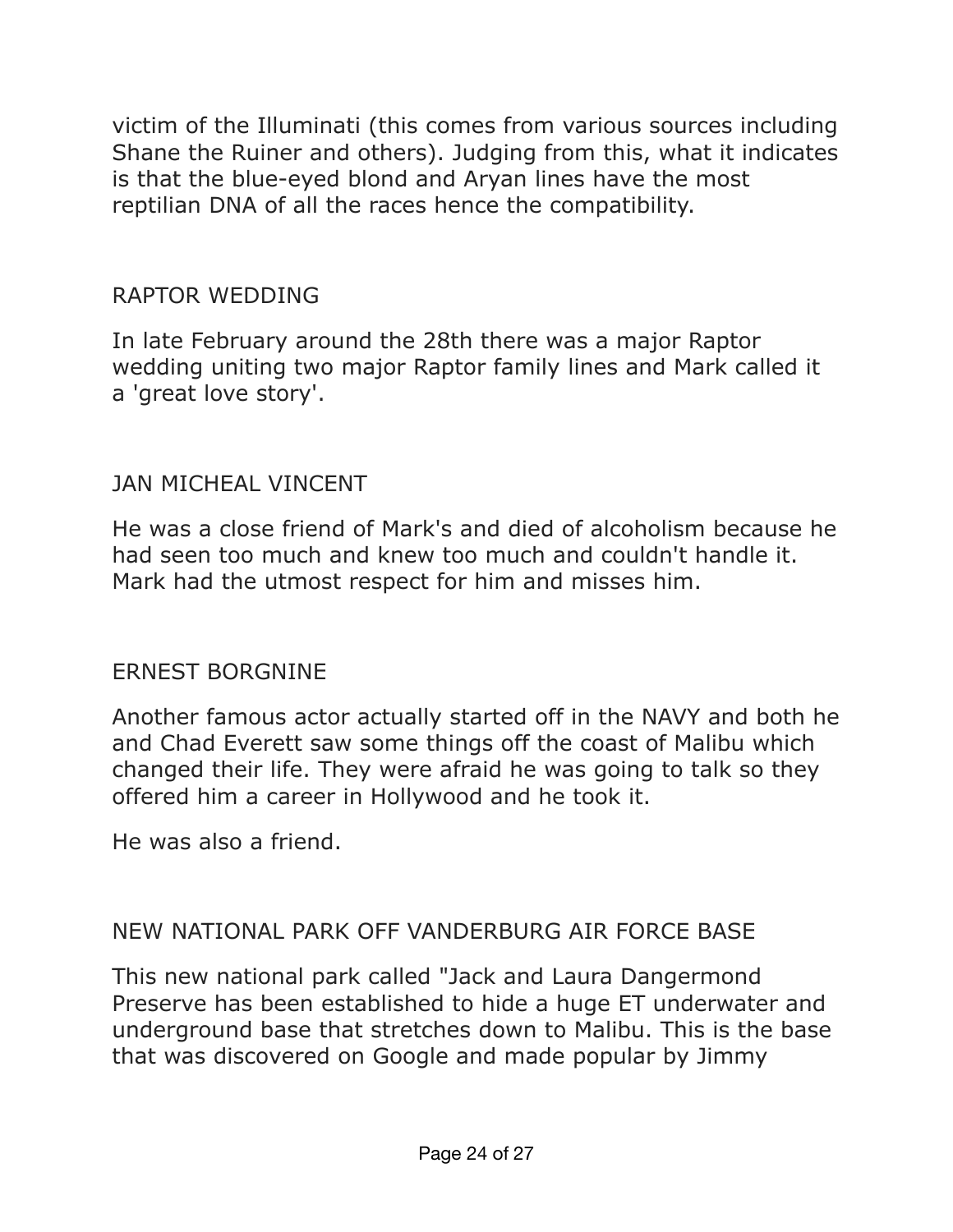victim of the Illuminati (this comes from various sources including Shane the Ruiner and others). Judging from this, what it indicates is that the blue-eyed blond and Aryan lines have the most reptilian DNA of all the races hence the compatibility.

## RAPTOR WEDDING

In late February around the 28th there was a major Raptor wedding uniting two major Raptor family lines and Mark called it a 'great love story'.

## JAN MICHEAL VINCENT

He was a close friend of Mark's and died of alcoholism because he had seen too much and knew too much and couldn't handle it. Mark had the utmost respect for him and misses him.

## ERNEST BORGNINE

Another famous actor actually started off in the NAVY and both he and Chad Everett saw some things off the coast of Malibu which changed their life. They were afraid he was going to talk so they offered him a career in Hollywood and he took it.

He was also a friend.

## NEW NATIONAL PARK OFF VANDERBURG AIR FORCE BASE

This new national park called "Jack and Laura Dangermond Preserve has been established to hide a huge ET underwater and underground base that stretches down to Malibu. This is the base that was discovered on Google and made popular by Jimmy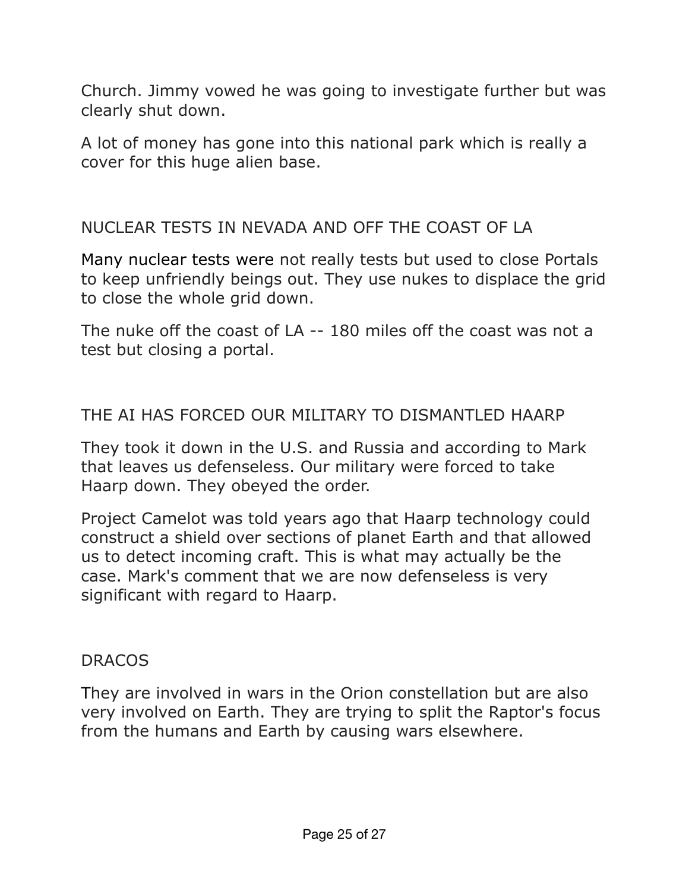Church. Jimmy vowed he was going to investigate further but was clearly shut down.

A lot of money has gone into this national park which is really a cover for this huge alien base.

## NUCLEAR TESTS IN NEVADA AND OFF THE COAST OF LA

Many nuclear tests were not really tests but used to close Portals to keep unfriendly beings out. They use nukes to displace the grid to close the whole grid down.

The nuke off the coast of LA -- 180 miles off the coast was not a test but closing a portal.

## THE AI HAS FORCED OUR MILITARY TO DISMANTLED HAARP

They took it down in the U.S. and Russia and according to Mark that leaves us defenseless. Our military were forced to take Haarp down. They obeyed the order.

Project Camelot was told years ago that Haarp technology could construct a shield over sections of planet Earth and that allowed us to detect incoming craft. This is what may actually be the case. Mark's comment that we are now defenseless is very significant with regard to Haarp.

## DRACOS

They are involved in wars in the Orion constellation but are also very involved on Earth. They are trying to split the Raptor's focus from the humans and Earth by causing wars elsewhere.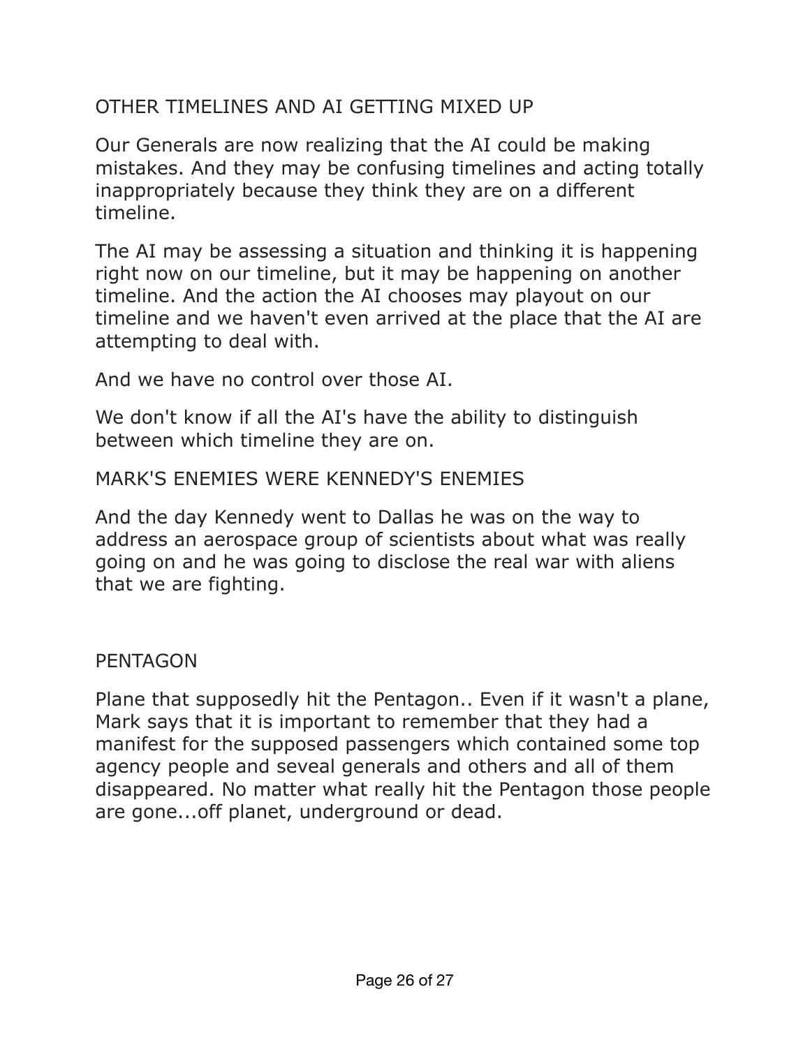## OTHER TIMELINES AND AI GETTING MIXED UP

Our Generals are now realizing that the AI could be making mistakes. And they may be confusing timelines and acting totally inappropriately because they think they are on a different timeline.

The AI may be assessing a situation and thinking it is happening right now on our timeline, but it may be happening on another timeline. And the action the AI chooses may playout on our timeline and we haven't even arrived at the place that the AI are attempting to deal with.

And we have no control over those AI.

We don't know if all the AI's have the ability to distinguish between which timeline they are on.

## MARK'S ENEMIES WERE KENNEDY'S ENEMIES

And the day Kennedy went to Dallas he was on the way to address an aerospace group of scientists about what was really going on and he was going to disclose the real war with aliens that we are fighting.

## PENTAGON

Plane that supposedly hit the Pentagon.. Even if it wasn't a plane, Mark says that it is important to remember that they had a manifest for the supposed passengers which contained some top agency people and seveal generals and others and all of them disappeared. No matter what really hit the Pentagon those people are gone...off planet, underground or dead.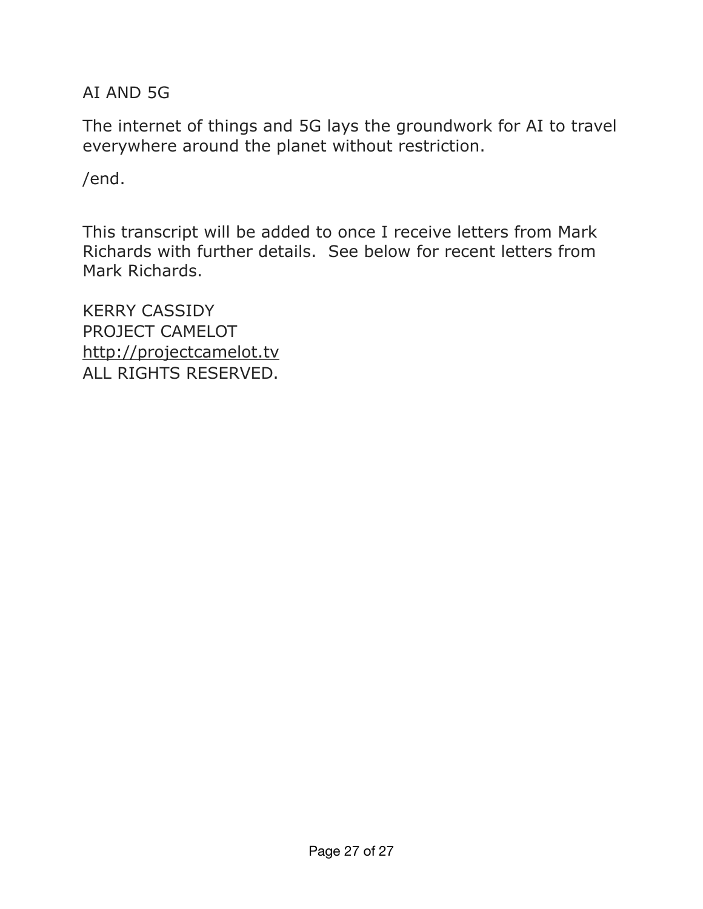AI AND 5G

The internet of things and 5G lays the groundwork for AI to travel everywhere around the planet without restriction.

/end.

This transcript will be added to once I receive letters from Mark Richards with further details.  See below for recent letters from Mark Richards.

KERRY CASSIDY
PROJECT CAMELOT
http://projectcamelot.tv
ALL RIGHTS RESERVED.